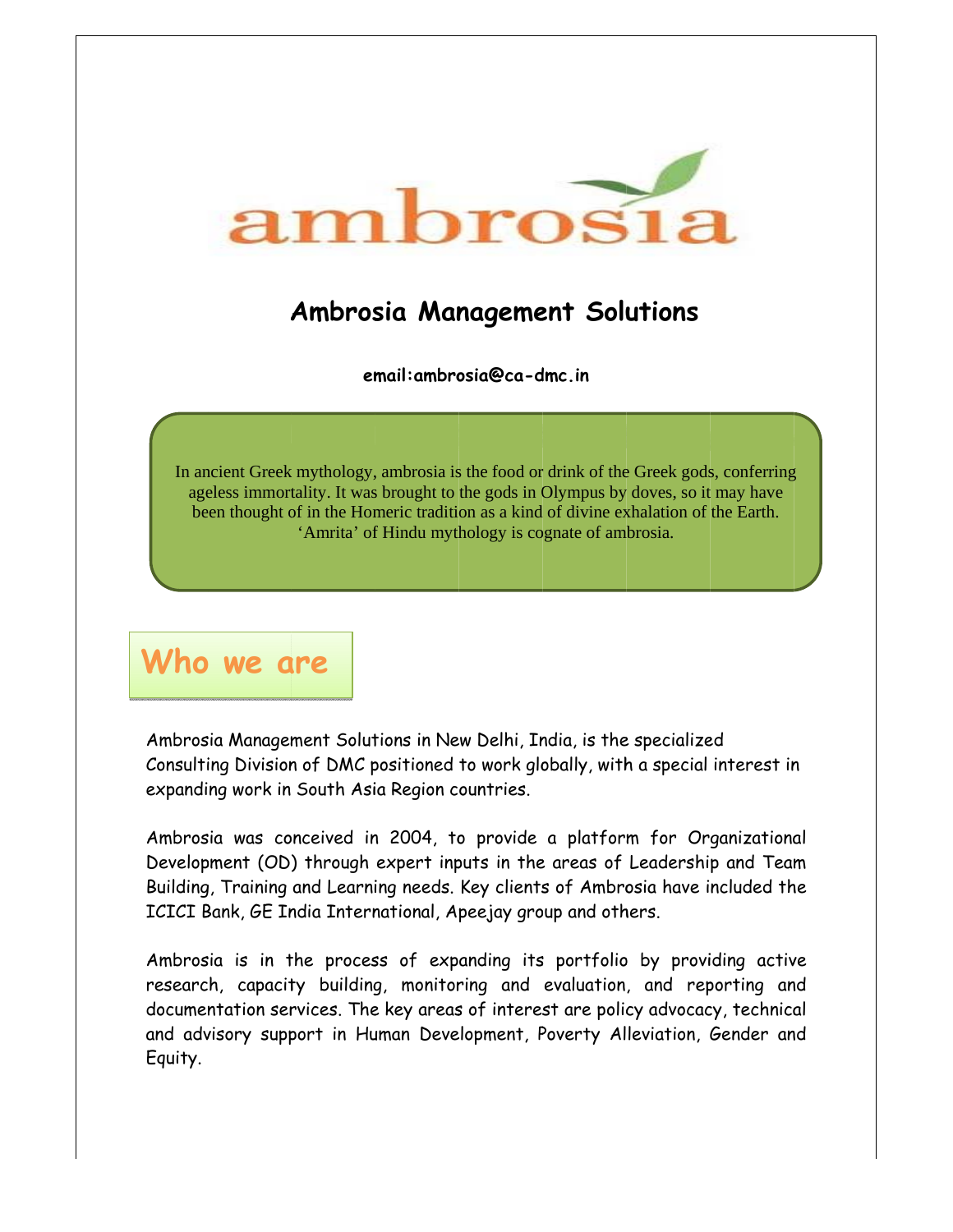ambrosia

# Ambrosia Management Solutions

**email:ambrosia@ca-dmc.in**

In ancient Greek mythology, ambrosia is the food or drink of the Greek gods, conferring ageless immortality. It was brought to the gods in Olympus by doves, so it may have been thought of in the Homeric tradition as a kind of divine exhalation of the Earth. 'Amrita' of Hindu mythology is cognate of ambrosia.

## Who we are

Ambrosia Management Solutions in New Delhi, India, is the specialized Consulting Division of DMC positioned to work globally, with a special interest in expanding work in South Asia Region countries.

Ambrosia was conceived in 2004, to provide a platform for Organizational Development (OD) through expert inputs in the areas of Leadership and Team Building, Training and Learning needs. Key clients of Ambrosia have included the ICICI Bank, GE India International, Apeejay group and others.

Ambrosia is in the process of expanding its portfolio by providing active research, capacity building, monitoring and evaluation, and reporting and documentation services. The key areas of interest are policy advocacy, technical and advisory support in Human Development, Poverty Alleviation, Gender and Equity.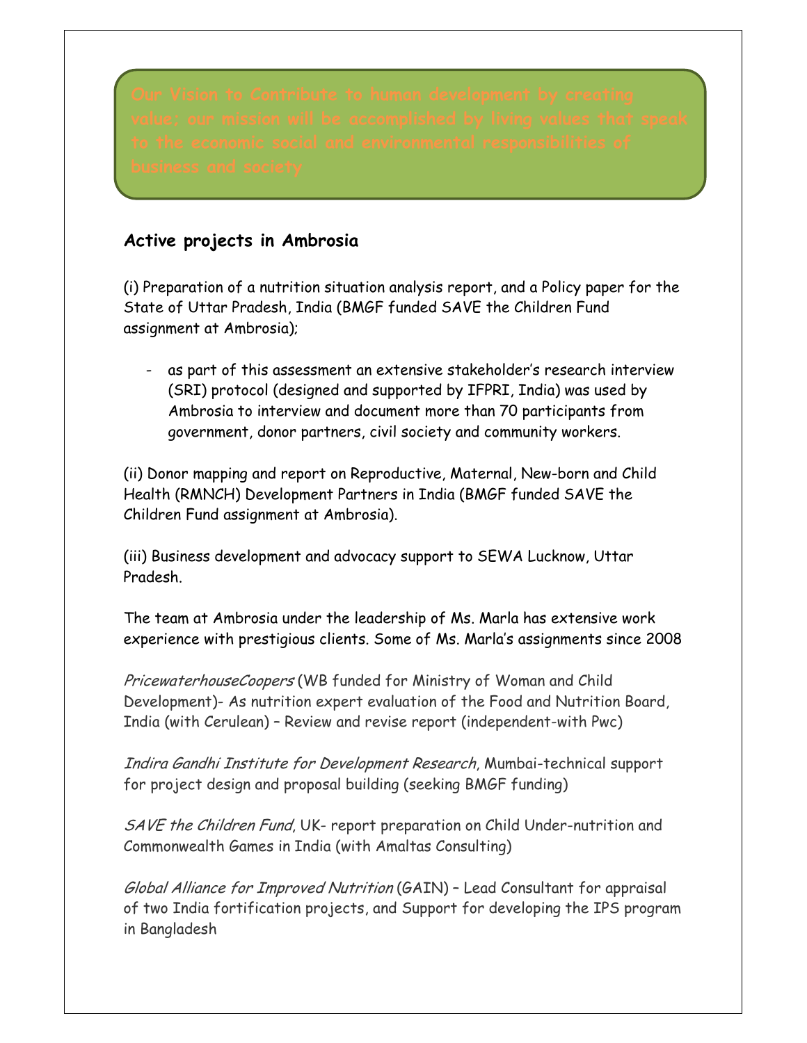Our Vision to Contribute to human development by creating value; our mission will be accomplished by living values that speak to the economic social and environmental responsibilities of business and society

## Active projects in Ambrosia

(i) Preparation of a nutrition situation analysis report, and a Policy paper for the State of Uttar Pradesh, India (BMGF funded SAVE the Children Fund assignment at Ambrosia);

- as part of this assessment an extensive stakeholder's research interview (SRI) protocol (designed and supported by IFPRI, India) was used by Ambrosia to interview and document more than 70 participants from government, donor partners, civil society and community workers.

(ii) Donor mapping and report on Reproductive, Maternal, New-born and Child Health (RMNCH) Development Partners in India (BMGF funded SAVE the Children Fund assignment at Ambrosia).

(iii) Business development and advocacy support to SEWA Lucknow, Uttar Pradesh.

The team at Ambrosia under the leadership of Ms. Marla has extensive work experience with prestigious clients. Some of Ms. Marla's assignments since 2008

*PricewaterhouseCoopers* (WB funded for Ministry of Woman and Child Development)- As nutrition expert evaluation of the Food and Nutrition Board, India (with Cerulean) – Review and revise report (independent-with Pwc)

*Indira Gandhi Institute for Development Research*, Mumbai-technical support for project design and proposal building (seeking BMGF funding)

*SAVE the Children Fund*, UK- report preparation on Child Under-nutrition and Commonwealth Games in India (with Amaltas Consulting)

*Global Alliance for Improved Nutrition* (GAIN) – Lead Consultant for appraisal of two India fortification projects, and Support for developing the IPS program in Bangladesh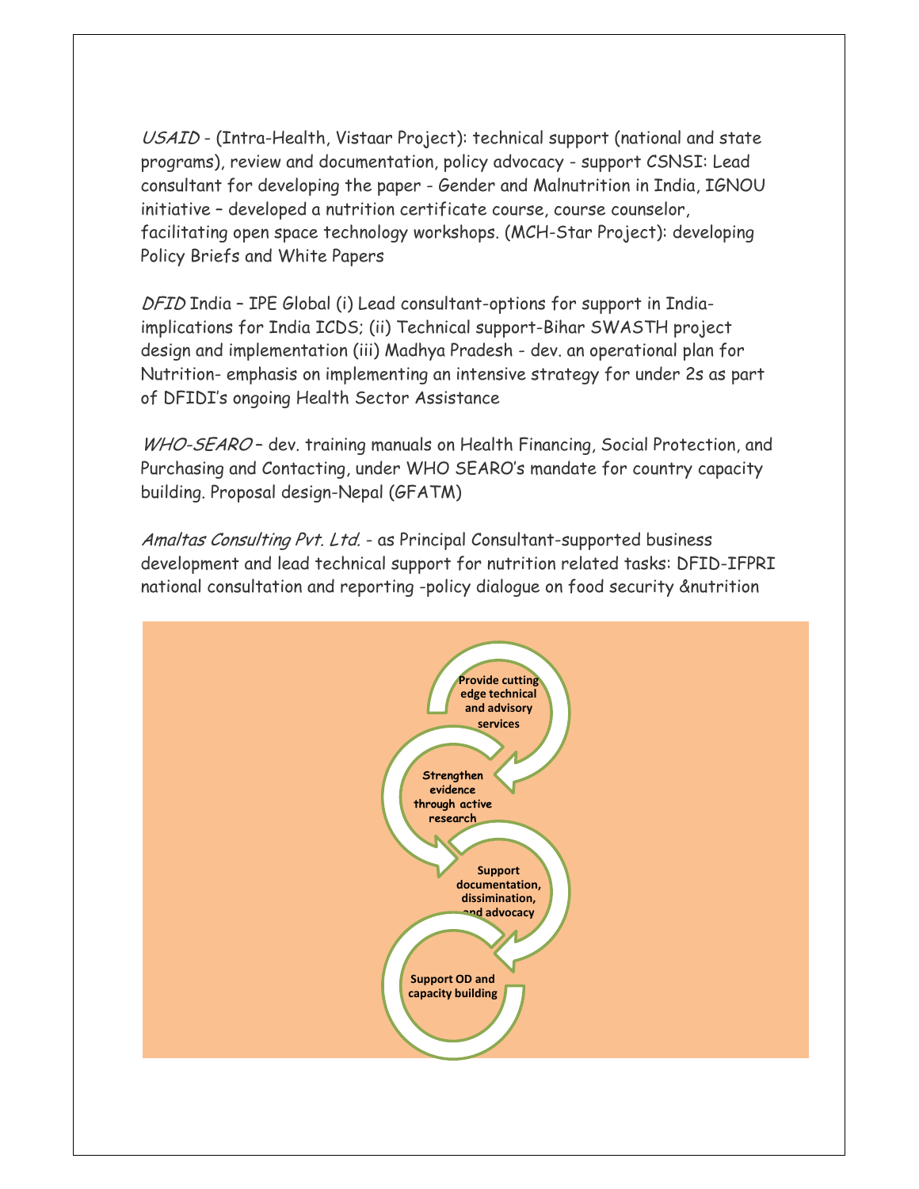*USAID* - (Intra-Health, Vistaar Project): technical support (national and state programs), review and documentation, policy advocacy - support CSNSI: Lead consultant for developing the paper - Gender and Malnutrition in India, IGNOU initiative – developed a nutrition certificate course, course counselor, facilitating open space technology workshops. (MCH-Star Project): developing Policy Briefs and White Papers

*DFID* India – IPE Global (i) Lead consultant-options for support in India-implications for India ICDS; (ii) Technical support-Bihar SWASTH project design and implementation (iii) Madhya Pradesh - dev. an operational plan for Nutrition- emphasis on implementing an intensive strategy for under 2s as part of DFIDI's ongoing Health Sector Assistance

*WHO-SEARO* – dev. training manuals on Health Financing, Social Protection, and Purchasing and Contacting, under WHO SEARO's mandate for country capacity building. Proposal design-Nepal (GFATM)

*Amaltas Consulting Pvt. Ltd.* - as Principal Consultant-supported business development and lead technical support for nutrition related tasks: DFID-IFPRI national consultation and reporting -policy dialogue on food security &nutrition

**Provide cutting edge technical and advisory services**

**Strengthen evidence through active research**

**Support documentation, dissimination, and advocacy**

**Support OD and capacity building**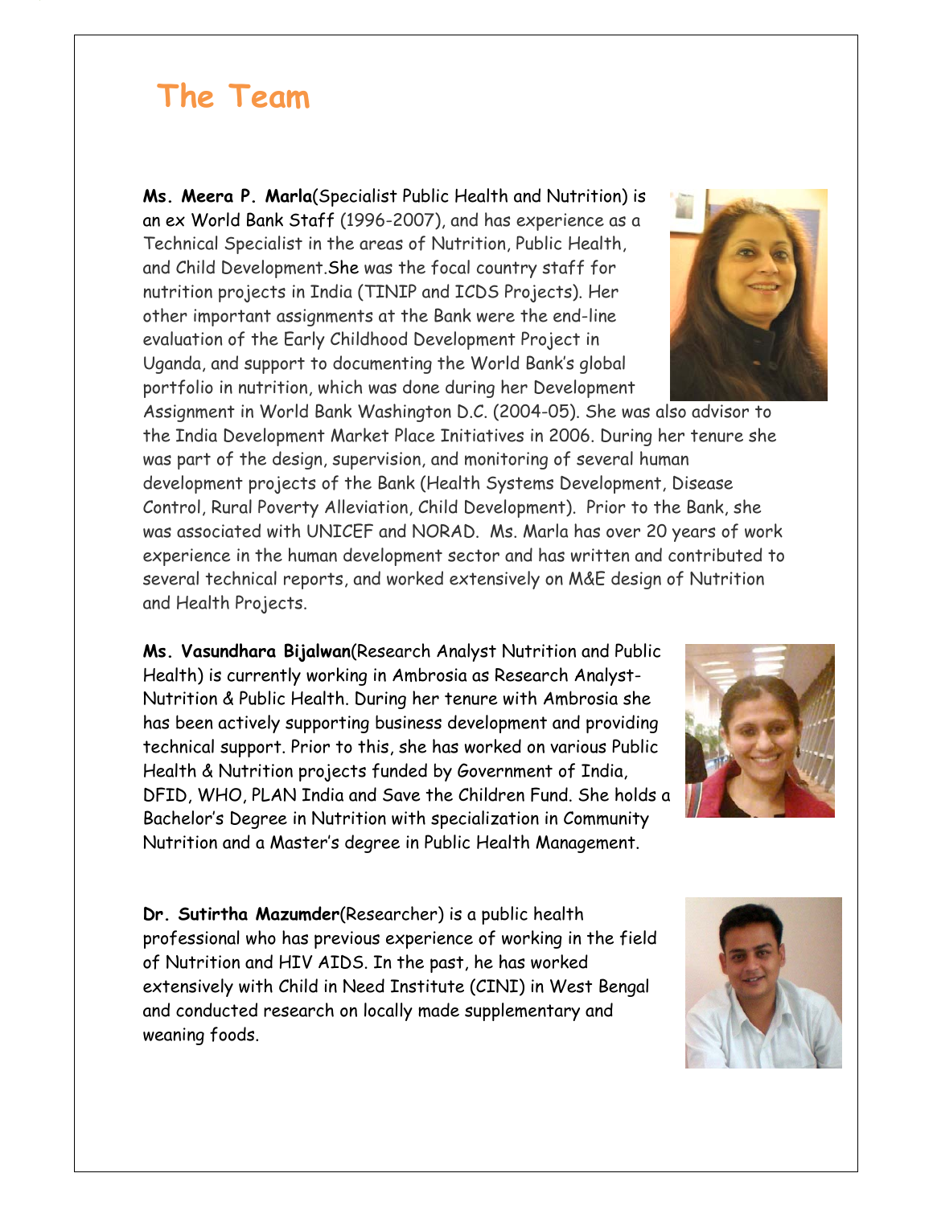# The Team

**Ms. Meera P. Marla**(Specialist Public Health and Nutrition) is an ex World Bank Staff (1996-2007), and has experience as a Technical Specialist in the areas of Nutrition, Public Health, and Child Development.She was the focal country staff for nutrition projects in India (TINIP and ICDS Projects). Her other important assignments at the Bank were the end-line evaluation of the Early Childhood Development Project in Uganda, and support to documenting the World Bank's global portfolio in nutrition, which was done during her Development Assignment in World Bank Washington D.C. (2004-05). She was also advisor to the India Development Market Place Initiatives in 2006. During her tenure she was part of the design, supervision, and monitoring of several human development projects of the Bank (Health Systems Development, Disease Control, Rural Poverty Alleviation, Child Development). Prior to the Bank, she was associated with UNICEF and NORAD. Ms. Marla has over 20 years of work experience in the human development sector and has written and contributed to several technical reports, and worked extensively on M&E design of Nutrition and Health Projects.

**Ms. Vasundhara Bijalwan**(Research Analyst Nutrition and Public Health) is currently working in Ambrosia as Research Analyst-Nutrition & Public Health. During her tenure with Ambrosia she has been actively supporting business development and providing technical support. Prior to this, she has worked on various Public Health & Nutrition projects funded by Government of India, DFID, WHO, PLAN India and Save the Children Fund. She holds a Bachelor's Degree in Nutrition with specialization in Community Nutrition and a Master's degree in Public Health Management.

**Dr. Sutirtha Mazumder**(Researcher) is a public health professional who has previous experience of working in the field of Nutrition and HIV AIDS. In the past, he has worked extensively with Child in Need Institute (CINI) in West Bengal and conducted research on locally made supplementary and weaning foods.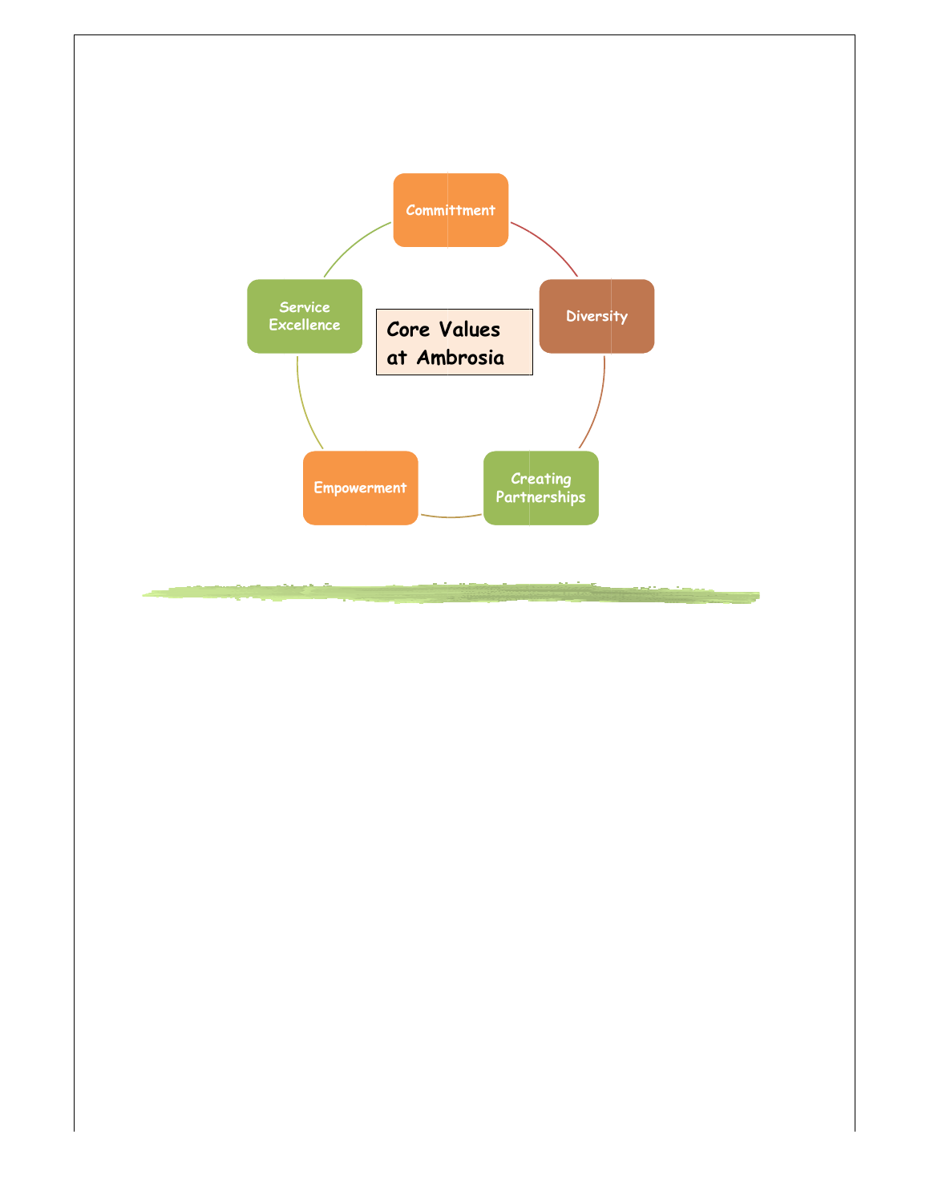Core Values at Ambrosia

Committment

Diversity

Creating Partnerships

Empowerment

Service Excellence